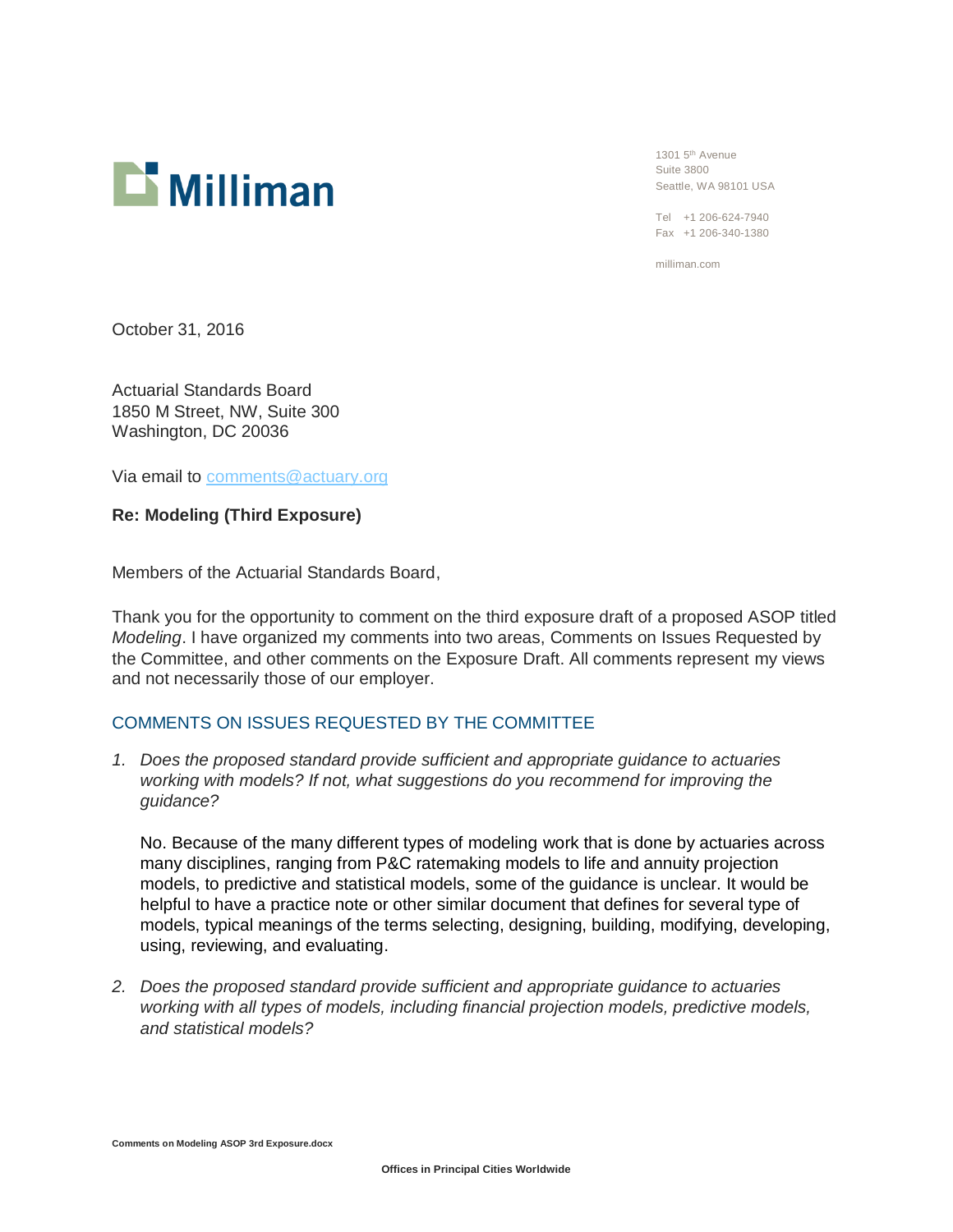Milliman

1301 5th Avenue
Suite 3800
Seattle, WA 98101 USA

Tel +1 206-624-7940
Fax +1 206-340-1380

milliman.com

October 31, 2016

Actuarial Standards Board
1850 M Street, NW, Suite 300
Washington, DC 20036

Via email to comments@actuary.org

**Re: Modeling (Third Exposure)**

Members of the Actuarial Standards Board,

Thank you for the opportunity to comment on the third exposure draft of a proposed ASOP titled *Modeling*. I have organized my comments into two areas, Comments on Issues Requested by the Committee, and other comments on the Exposure Draft. All comments represent my views and not necessarily those of our employer.

## COMMENTS ON ISSUES REQUESTED BY THE COMMITTEE

1. *Does the proposed standard provide sufficient and appropriate guidance to actuaries working with models? If not, what suggestions do you recommend for improving the guidance?*

   No. Because of the many different types of modeling work that is done by actuaries across many disciplines, ranging from P&C ratemaking models to life and annuity projection models, to predictive and statistical models, some of the guidance is unclear. It would be helpful to have a practice note or other similar document that defines for several type of models, typical meanings of the terms selecting, designing, building, modifying, developing, using, reviewing, and evaluating.

2. *Does the proposed standard provide sufficient and appropriate guidance to actuaries working with all types of models, including financial projection models, predictive models, and statistical models?*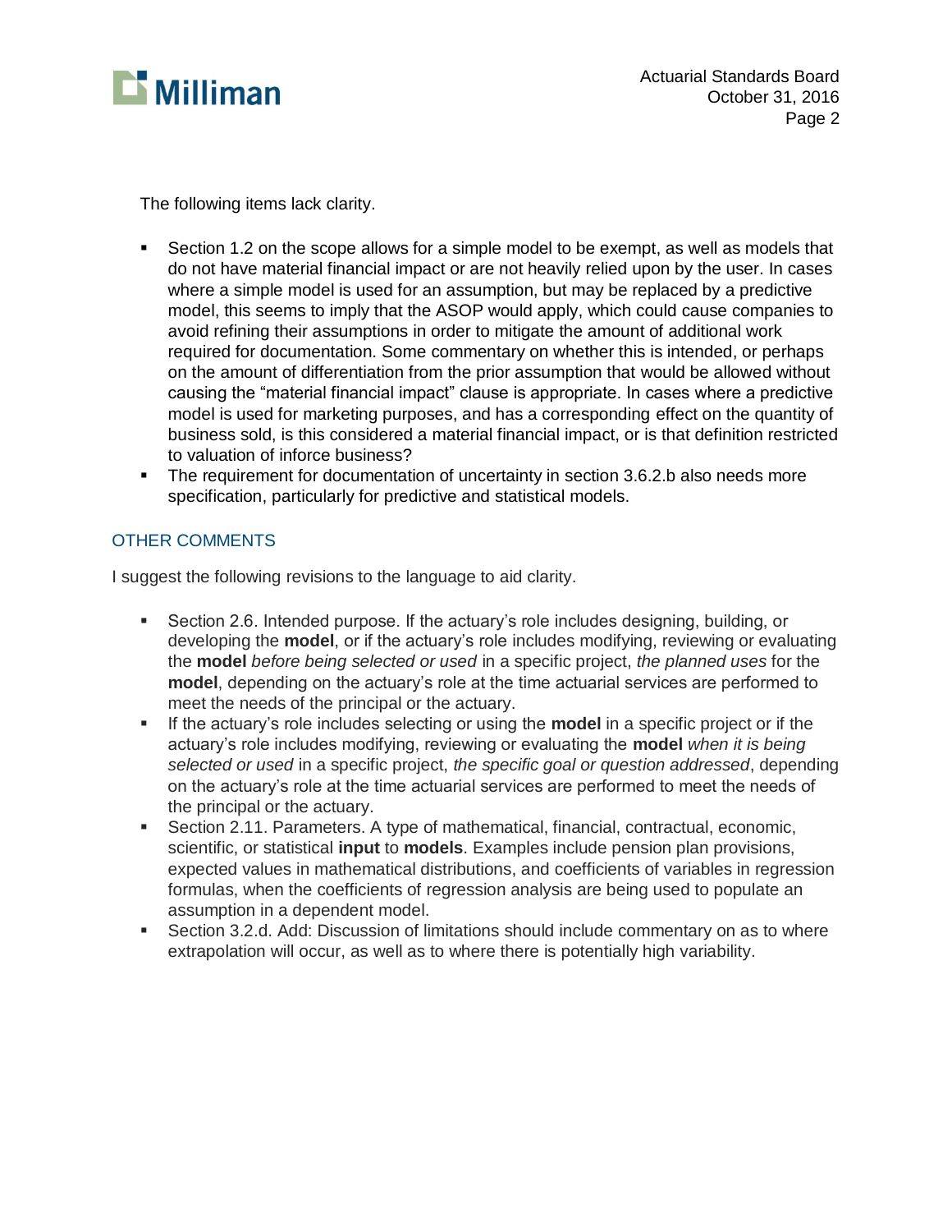The following items lack clarity.

- Section 1.2 on the scope allows for a simple model to be exempt, as well as models that do not have material financial impact or are not heavily relied upon by the user. In cases where a simple model is used for an assumption, but may be replaced by a predictive model, this seems to imply that the ASOP would apply, which could cause companies to avoid refining their assumptions in order to mitigate the amount of additional work required for documentation. Some commentary on whether this is intended, or perhaps on the amount of differentiation from the prior assumption that would be allowed without causing the "material financial impact" clause is appropriate. In cases where a predictive model is used for marketing purposes, and has a corresponding effect on the quantity of business sold, is this considered a material financial impact, or is that definition restricted to valuation of inforce business?
- The requirement for documentation of uncertainty in section 3.6.2.b also needs more specification, particularly for predictive and statistical models.

## OTHER COMMENTS

I suggest the following revisions to the language to aid clarity.

- Section 2.6. Intended purpose. If the actuary's role includes designing, building, or developing the **model**, or if the actuary's role includes modifying, reviewing or evaluating the **model** *before being selected or used* in a specific project, *the planned uses* for the **model**, depending on the actuary's role at the time actuarial services are performed to meet the needs of the principal or the actuary.
- If the actuary's role includes selecting or using the **model** in a specific project or if the actuary's role includes modifying, reviewing or evaluating the **model** *when it is being selected or used* in a specific project, *the specific goal or question addressed*, depending on the actuary's role at the time actuarial services are performed to meet the needs of the principal or the actuary.
- Section 2.11. Parameters. A type of mathematical, financial, contractual, economic, scientific, or statistical **input** to **models**. Examples include pension plan provisions, expected values in mathematical distributions, and coefficients of variables in regression formulas, when the coefficients of regression analysis are being used to populate an assumption in a dependent model.
- Section 3.2.d. Add: Discussion of limitations should include commentary on as to where extrapolation will occur, as well as to where there is potentially high variability.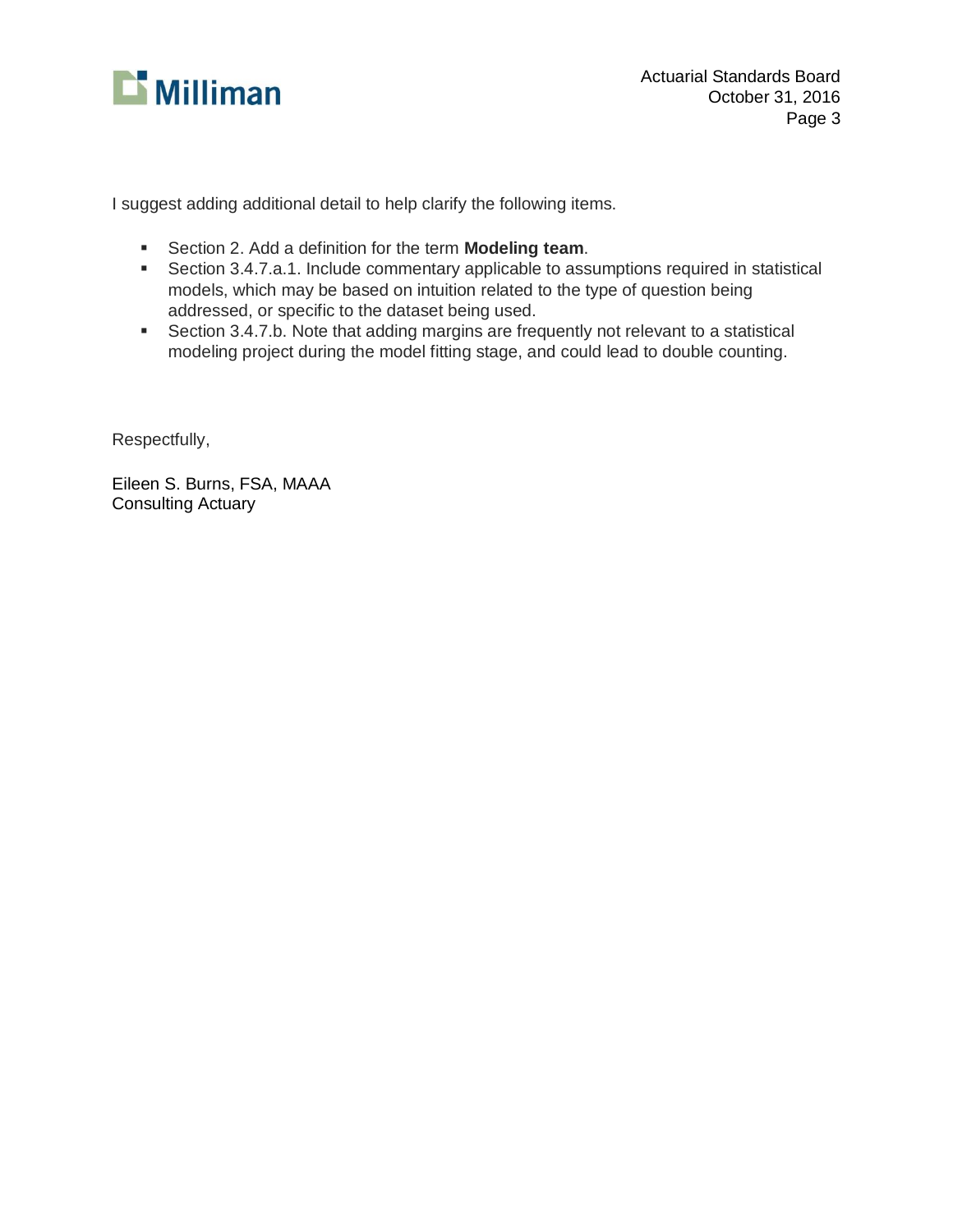I suggest adding additional detail to help clarify the following items.

- Section 2. Add a definition for the term **Modeling team**.
- Section 3.4.7.a.1. Include commentary applicable to assumptions required in statistical models, which may be based on intuition related to the type of question being addressed, or specific to the dataset being used.
- Section 3.4.7.b. Note that adding margins are frequently not relevant to a statistical modeling project during the model fitting stage, and could lead to double counting.

Respectfully,

Eileen S. Burns, FSA, MAAA
Consulting Actuary